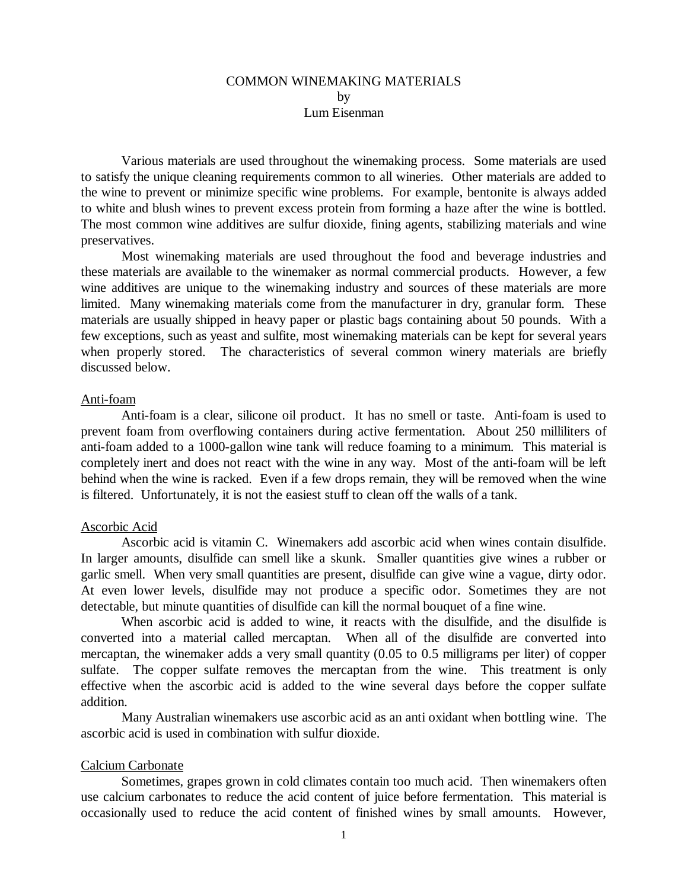# COMMON WINEMAKING MATERIALS

by

Lum Eisenman

Various materials are used throughout the winemaking process. Some materials are used to satisfy the unique cleaning requirements common to all wineries. Other materials are added to the wine to prevent or minimize specific wine problems. For example, bentonite is always added to white and blush wines to prevent excess protein from forming a haze after the wine is bottled. The most common wine additives are sulfur dioxide, fining agents, stabilizing materials and wine preservatives.

Most winemaking materials are used throughout the food and beverage industries and these materials are available to the winemaker as normal commercial products. However, a few wine additives are unique to the winemaking industry and sources of these materials are more limited. Many winemaking materials come from the manufacturer in dry, granular form. These materials are usually shipped in heavy paper or plastic bags containing about 50 pounds. With a few exceptions, such as yeast and sulfite, most winemaking materials can be kept for several years when properly stored. The characteristics of several common winery materials are briefly discussed below.

## Anti-foam

Anti-foam is a clear, silicone oil product. It has no smell or taste. Anti-foam is used to prevent foam from overflowing containers during active fermentation. About 250 milliliters of anti-foam added to a 1000-gallon wine tank will reduce foaming to a minimum. This material is completely inert and does not react with the wine in any way. Most of the anti-foam will be left behind when the wine is racked. Even if a few drops remain, they will be removed when the wine is filtered. Unfortunately, it is not the easiest stuff to clean off the walls of a tank.

## Ascorbic Acid

Ascorbic acid is vitamin C. Winemakers add ascorbic acid when wines contain disulfide. In larger amounts, disulfide can smell like a skunk. Smaller quantities give wines a rubber or garlic smell. When very small quantities are present, disulfide can give wine a vague, dirty odor. At even lower levels, disulfide may not produce a specific odor. Sometimes they are not detectable, but minute quantities of disulfide can kill the normal bouquet of a fine wine.

When ascorbic acid is added to wine, it reacts with the disulfide, and the disulfide is converted into a material called mercaptan. When all of the disulfide are converted into mercaptan, the winemaker adds a very small quantity (0.05 to 0.5 milligrams per liter) of copper sulfate. The copper sulfate removes the mercaptan from the wine. This treatment is only effective when the ascorbic acid is added to the wine several days before the copper sulfate addition.

Many Australian winemakers use ascorbic acid as an anti oxidant when bottling wine. The ascorbic acid is used in combination with sulfur dioxide.

## Calcium Carbonate

Sometimes, grapes grown in cold climates contain too much acid. Then winemakers often use calcium carbonates to reduce the acid content of juice before fermentation. This material is occasionally used to reduce the acid content of finished wines by small amounts. However,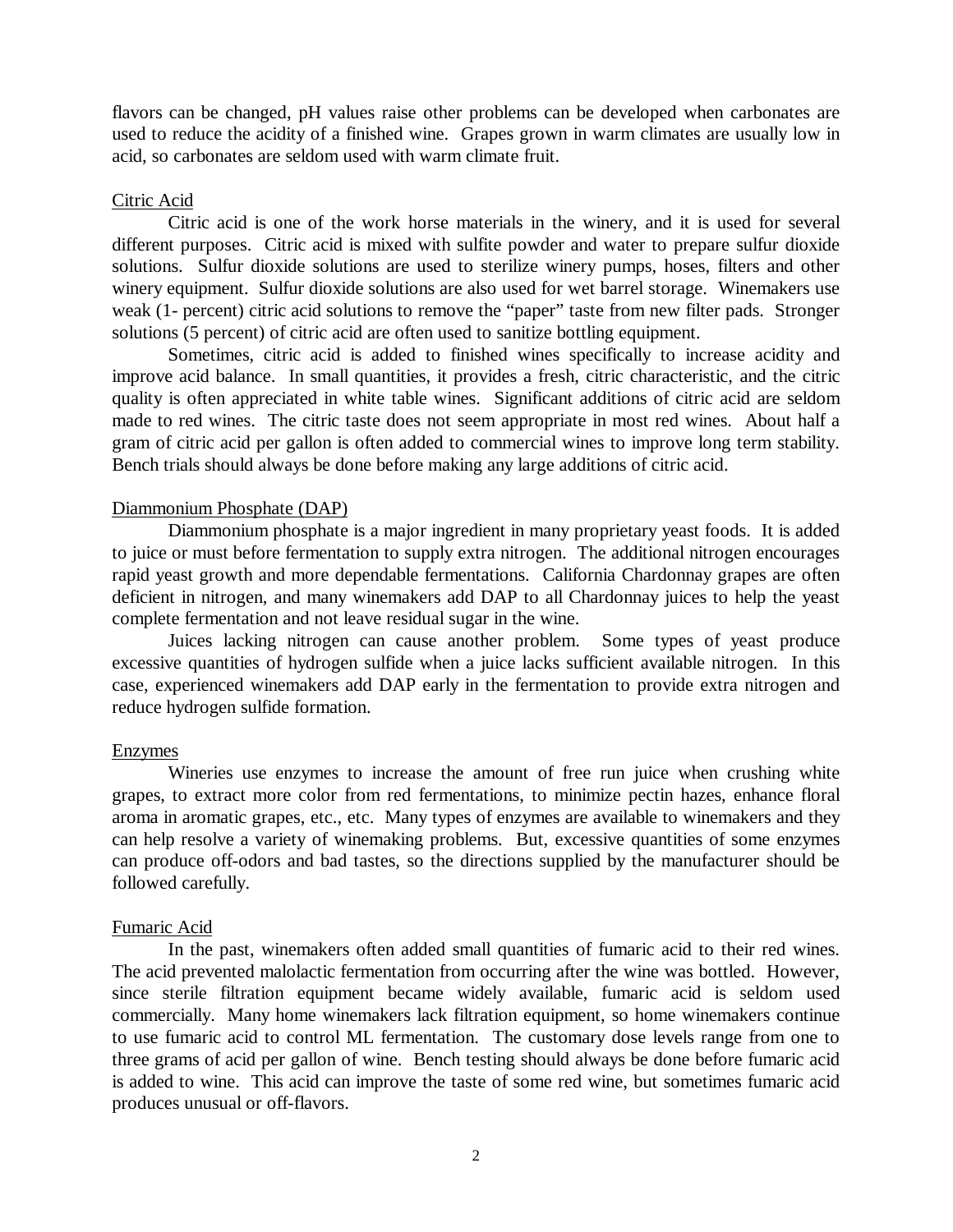flavors can be changed, pH values raise other problems can be developed when carbonates are used to reduce the acidity of a finished wine. Grapes grown in warm climates are usually low in acid, so carbonates are seldom used with warm climate fruit.

<u>Citric Acid</u>

Citric acid is one of the work horse materials in the winery, and it is used for several different purposes. Citric acid is mixed with sulfite powder and water to prepare sulfur dioxide solutions. Sulfur dioxide solutions are used to sterilize winery pumps, hoses, filters and other winery equipment. Sulfur dioxide solutions are also used for wet barrel storage. Winemakers use weak (1- percent) citric acid solutions to remove the "paper" taste from new filter pads. Stronger solutions (5 percent) of citric acid are often used to sanitize bottling equipment.

Sometimes, citric acid is added to finished wines specifically to increase acidity and improve acid balance. In small quantities, it provides a fresh, citric characteristic, and the citric quality is often appreciated in white table wines. Significant additions of citric acid are seldom made to red wines. The citric taste does not seem appropriate in most red wines. About half a gram of citric acid per gallon is often added to commercial wines to improve long term stability. Bench trials should always be done before making any large additions of citric acid.

<u>Diammonium Phosphate (DAP)</u>

Diammonium phosphate is a major ingredient in many proprietary yeast foods. It is added to juice or must before fermentation to supply extra nitrogen. The additional nitrogen encourages rapid yeast growth and more dependable fermentations. California Chardonnay grapes are often deficient in nitrogen, and many winemakers add DAP to all Chardonnay juices to help the yeast complete fermentation and not leave residual sugar in the wine.

Juices lacking nitrogen can cause another problem. Some types of yeast produce excessive quantities of hydrogen sulfide when a juice lacks sufficient available nitrogen. In this case, experienced winemakers add DAP early in the fermentation to provide extra nitrogen and reduce hydrogen sulfide formation.

<u>Enzymes</u>

Wineries use enzymes to increase the amount of free run juice when crushing white grapes, to extract more color from red fermentations, to minimize pectin hazes, enhance floral aroma in aromatic grapes, etc., etc. Many types of enzymes are available to winemakers and they can help resolve a variety of winemaking problems. But, excessive quantities of some enzymes can produce off-odors and bad tastes, so the directions supplied by the manufacturer should be followed carefully.

<u>Fumaric Acid</u>

In the past, winemakers often added small quantities of fumaric acid to their red wines. The acid prevented malolactic fermentation from occurring after the wine was bottled. However, since sterile filtration equipment became widely available, fumaric acid is seldom used commercially. Many home winemakers lack filtration equipment, so home winemakers continue to use fumaric acid to control ML fermentation. The customary dose levels range from one to three grams of acid per gallon of wine. Bench testing should always be done before fumaric acid is added to wine. This acid can improve the taste of some red wine, but sometimes fumaric acid produces unusual or off-flavors.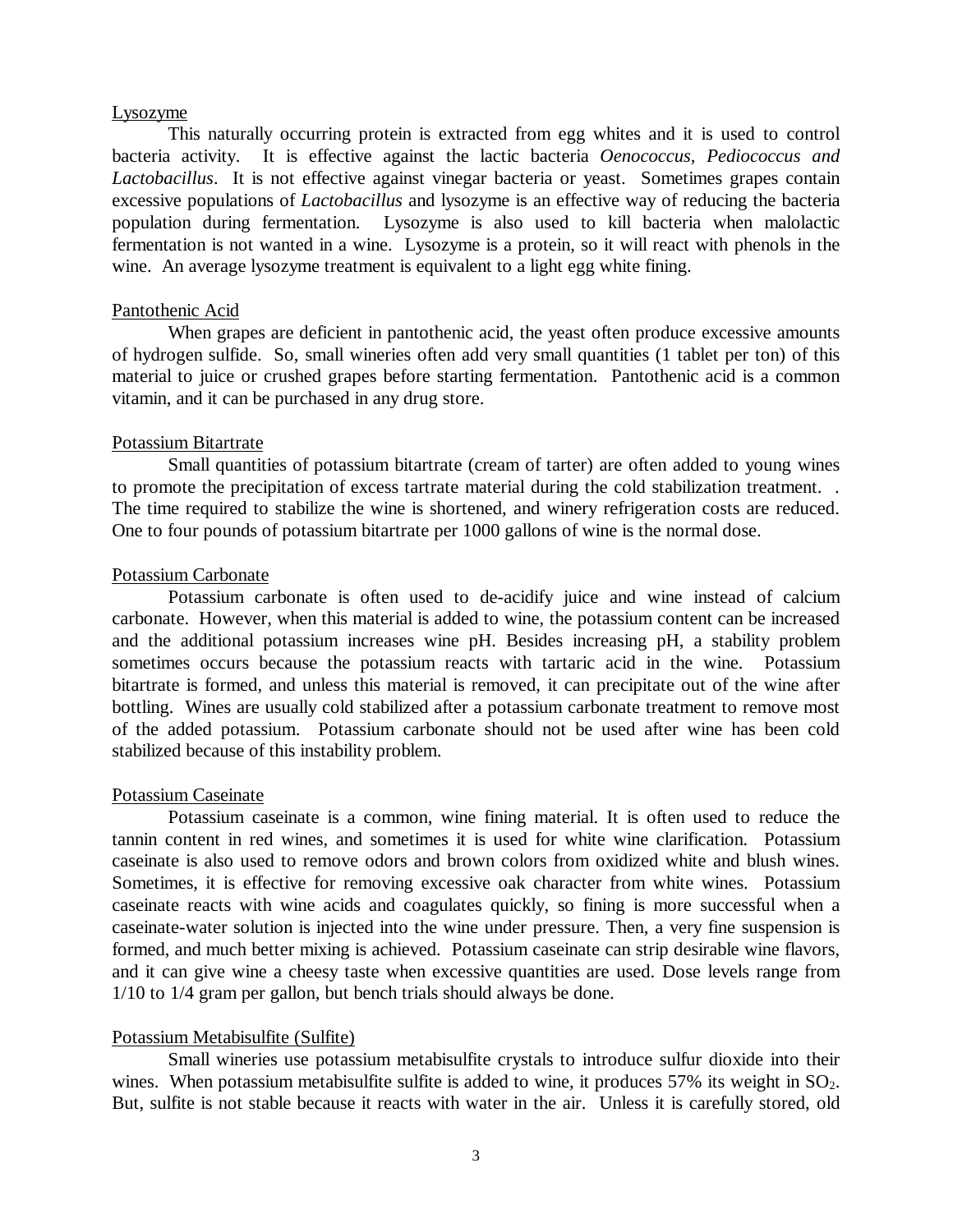## Lysozyme

This naturally occurring protein is extracted from egg whites and it is used to control bacteria activity. It is effective against the lactic bacteria *Oenococcus, Pediococcus and Lactobacillus*. It is not effective against vinegar bacteria or yeast. Sometimes grapes contain excessive populations of *Lactobacillus* and lysozyme is an effective way of reducing the bacteria population during fermentation. Lysozyme is also used to kill bacteria when malolactic fermentation is not wanted in a wine. Lysozyme is a protein, so it will react with phenols in the wine. An average lysozyme treatment is equivalent to a light egg white fining.

## Pantothenic Acid

When grapes are deficient in pantothenic acid, the yeast often produce excessive amounts of hydrogen sulfide. So, small wineries often add very small quantities (1 tablet per ton) of this material to juice or crushed grapes before starting fermentation. Pantothenic acid is a common vitamin, and it can be purchased in any drug store.

## Potassium Bitartrate

Small quantities of potassium bitartrate (cream of tarter) are often added to young wines to promote the precipitation of excess tartrate material during the cold stabilization treatment. . The time required to stabilize the wine is shortened, and winery refrigeration costs are reduced. One to four pounds of potassium bitartrate per 1000 gallons of wine is the normal dose.

## Potassium Carbonate

Potassium carbonate is often used to de-acidify juice and wine instead of calcium carbonate. However, when this material is added to wine, the potassium content can be increased and the additional potassium increases wine pH. Besides increasing pH, a stability problem sometimes occurs because the potassium reacts with tartaric acid in the wine. Potassium bitartrate is formed, and unless this material is removed, it can precipitate out of the wine after bottling. Wines are usually cold stabilized after a potassium carbonate treatment to remove most of the added potassium. Potassium carbonate should not be used after wine has been cold stabilized because of this instability problem.

## Potassium Caseinate

Potassium caseinate is a common, wine fining material. It is often used to reduce the tannin content in red wines, and sometimes it is used for white wine clarification. Potassium caseinate is also used to remove odors and brown colors from oxidized white and blush wines. Sometimes, it is effective for removing excessive oak character from white wines. Potassium caseinate reacts with wine acids and coagulates quickly, so fining is more successful when a caseinate-water solution is injected into the wine under pressure. Then, a very fine suspension is formed, and much better mixing is achieved. Potassium caseinate can strip desirable wine flavors, and it can give wine a cheesy taste when excessive quantities are used. Dose levels range from 1/10 to 1/4 gram per gallon, but bench trials should always be done.

## Potassium Metabisulfite (Sulfite)

Small wineries use potassium metabisulfite crystals to introduce sulfur dioxide into their wines. When potassium metabisulfite sulfite is added to wine, it produces 57% its weight in $SO_2$. But, sulfite is not stable because it reacts with water in the air. Unless it is carefully stored, old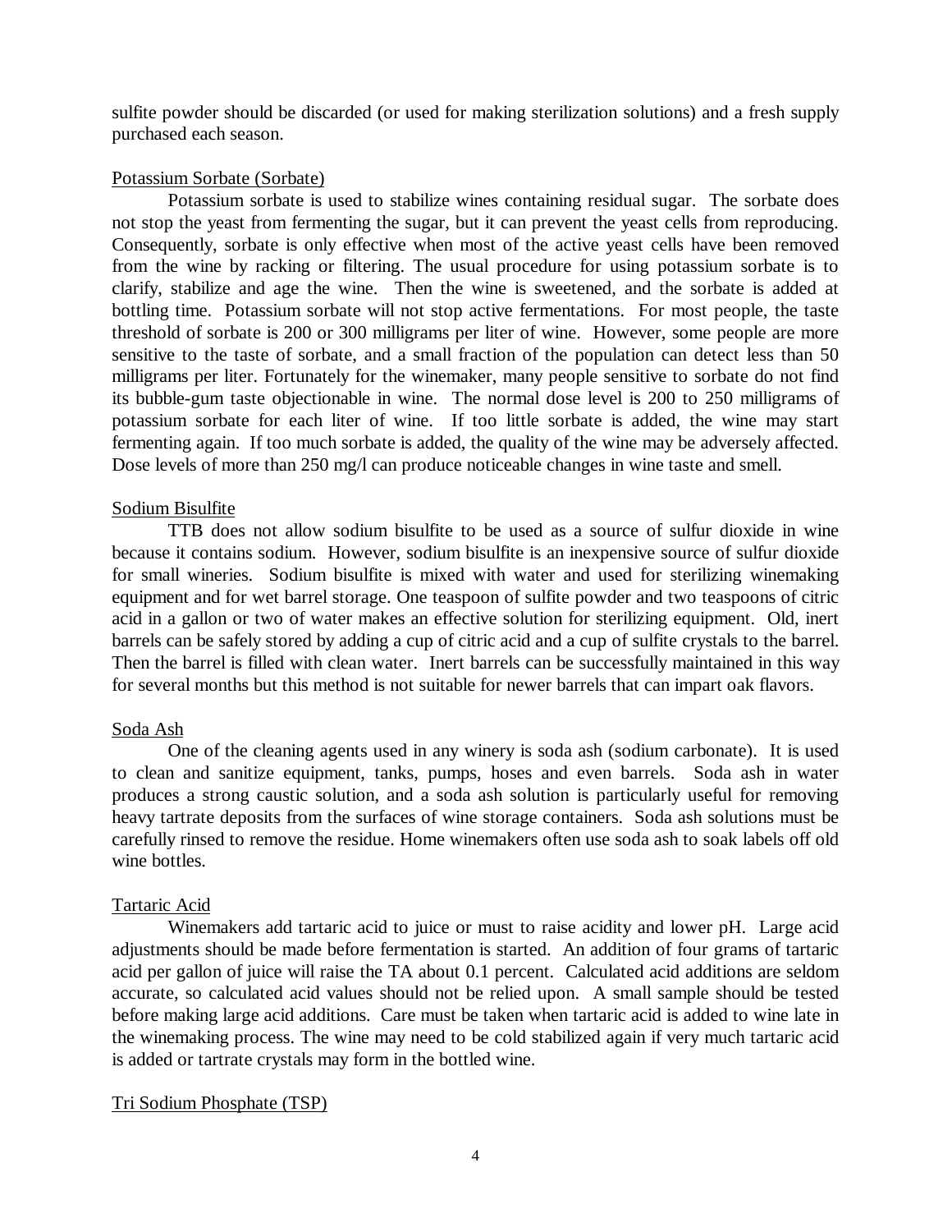sulfite powder should be discarded (or used for making sterilization solutions) and a fresh supply purchased each season.

<u>Potassium Sorbate (Sorbate)</u>

Potassium sorbate is used to stabilize wines containing residual sugar. The sorbate does not stop the yeast from fermenting the sugar, but it can prevent the yeast cells from reproducing. Consequently, sorbate is only effective when most of the active yeast cells have been removed from the wine by racking or filtering. The usual procedure for using potassium sorbate is to clarify, stabilize and age the wine. Then the wine is sweetened, and the sorbate is added at bottling time. Potassium sorbate will not stop active fermentations. For most people, the taste threshold of sorbate is 200 or 300 milligrams per liter of wine. However, some people are more sensitive to the taste of sorbate, and a small fraction of the population can detect less than 50 milligrams per liter. Fortunately for the winemaker, many people sensitive to sorbate do not find its bubble-gum taste objectionable in wine. The normal dose level is 200 to 250 milligrams of potassium sorbate for each liter of wine. If too little sorbate is added, the wine may start fermenting again. If too much sorbate is added, the quality of the wine may be adversely affected. Dose levels of more than 250 mg/l can produce noticeable changes in wine taste and smell.

<u>Sodium Bisulfite</u>

TTB does not allow sodium bisulfite to be used as a source of sulfur dioxide in wine because it contains sodium. However, sodium bisulfite is an inexpensive source of sulfur dioxide for small wineries. Sodium bisulfite is mixed with water and used for sterilizing winemaking equipment and for wet barrel storage. One teaspoon of sulfite powder and two teaspoons of citric acid in a gallon or two of water makes an effective solution for sterilizing equipment. Old, inert barrels can be safely stored by adding a cup of citric acid and a cup of sulfite crystals to the barrel. Then the barrel is filled with clean water. Inert barrels can be successfully maintained in this way for several months but this method is not suitable for newer barrels that can impart oak flavors.

<u>Soda Ash</u>

One of the cleaning agents used in any winery is soda ash (sodium carbonate). It is used to clean and sanitize equipment, tanks, pumps, hoses and even barrels. Soda ash in water produces a strong caustic solution, and a soda ash solution is particularly useful for removing heavy tartrate deposits from the surfaces of wine storage containers. Soda ash solutions must be carefully rinsed to remove the residue. Home winemakers often use soda ash to soak labels off old wine bottles.

<u>Tartaric Acid</u>

Winemakers add tartaric acid to juice or must to raise acidity and lower pH. Large acid adjustments should be made before fermentation is started. An addition of four grams of tartaric acid per gallon of juice will raise the TA about 0.1 percent. Calculated acid additions are seldom accurate, so calculated acid values should not be relied upon. A small sample should be tested before making large acid additions. Care must be taken when tartaric acid is added to wine late in the winemaking process. The wine may need to be cold stabilized again if very much tartaric acid is added or tartrate crystals may form in the bottled wine.

<u>Tri Sodium Phosphate (TSP)</u>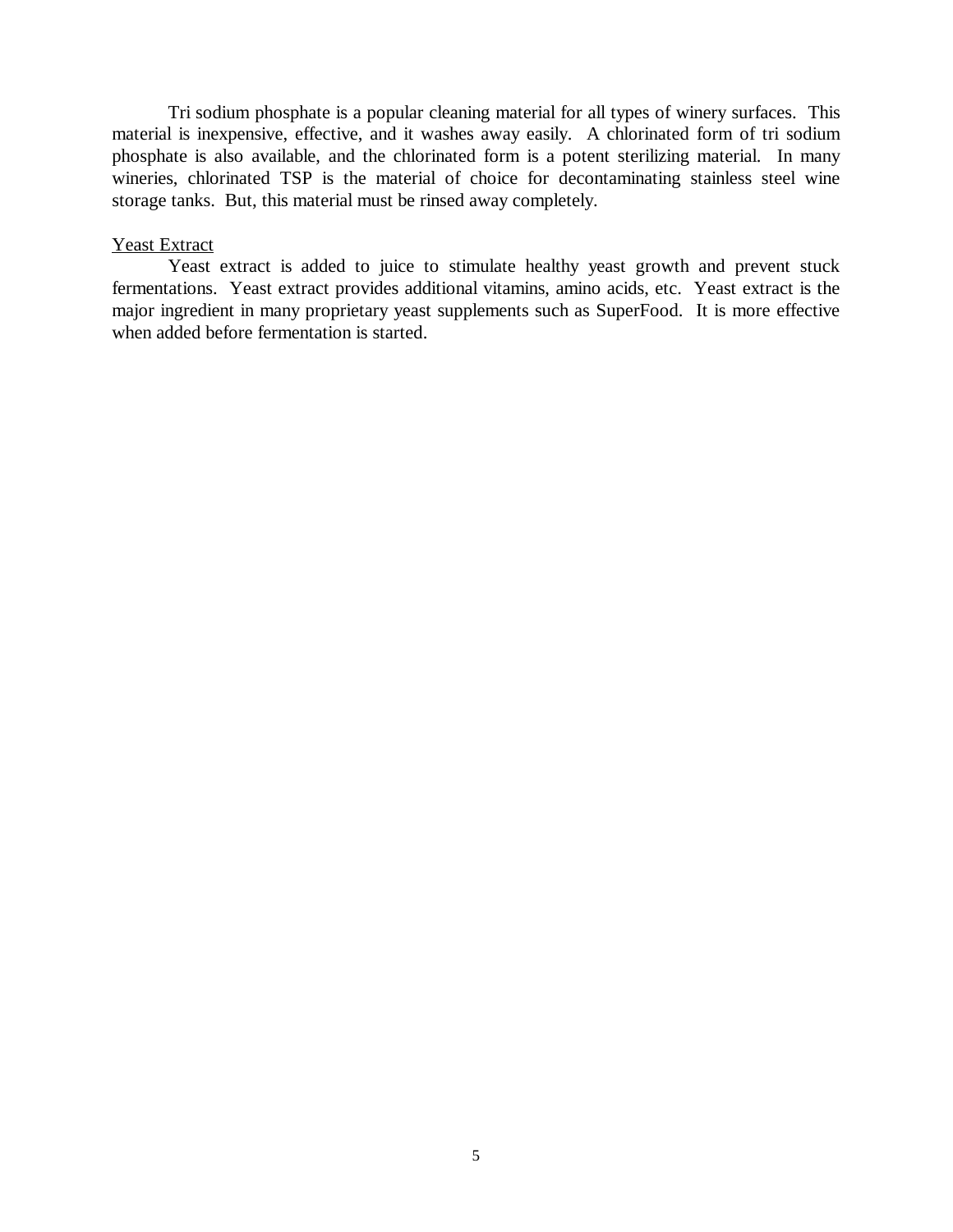Tri sodium phosphate is a popular cleaning material for all types of winery surfaces. This material is inexpensive, effective, and it washes away easily. A chlorinated form of tri sodium phosphate is also available, and the chlorinated form is a potent sterilizing material. In many wineries, chlorinated TSP is the material of choice for decontaminating stainless steel wine storage tanks. But, this material must be rinsed away completely.

<u>Yeast Extract</u>

Yeast extract is added to juice to stimulate healthy yeast growth and prevent stuck fermentations. Yeast extract provides additional vitamins, amino acids, etc. Yeast extract is the major ingredient in many proprietary yeast supplements such as SuperFood. It is more effective when added before fermentation is started.